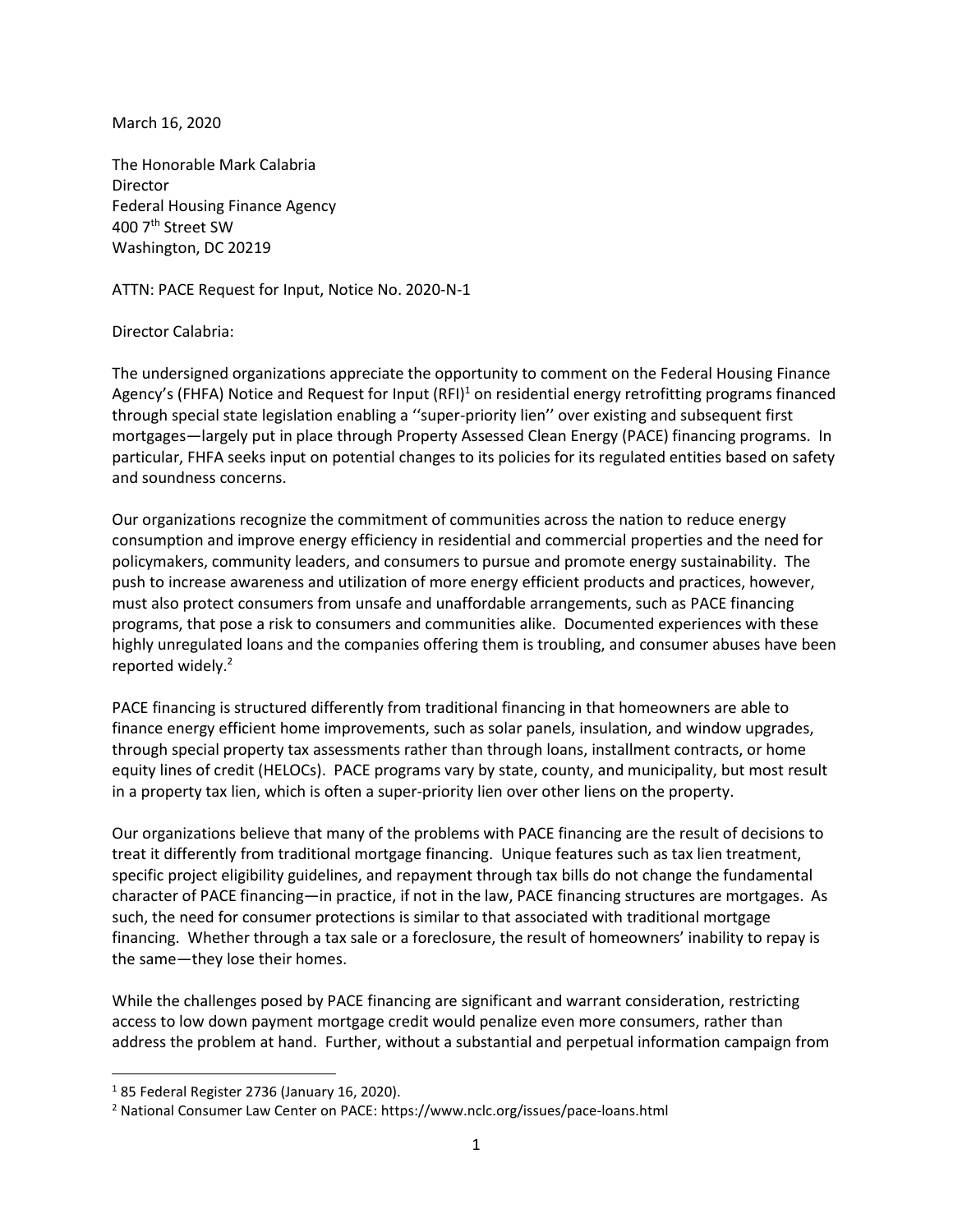March 16, 2020

The Honorable Mark Calabria
Director
Federal Housing Finance Agency
400 7th Street SW
Washington, DC 20219

ATTN: PACE Request for Input, Notice No. 2020-N-1

Director Calabria:

The undersigned organizations appreciate the opportunity to comment on the Federal Housing Finance Agency's (FHFA) Notice and Request for Input (RFI)[1] on residential energy retrofitting programs financed through special state legislation enabling a ''super-priority lien'' over existing and subsequent first mortgages—largely put in place through Property Assessed Clean Energy (PACE) financing programs. In particular, FHFA seeks input on potential changes to its policies for its regulated entities based on safety and soundness concerns.

Our organizations recognize the commitment of communities across the nation to reduce energy consumption and improve energy efficiency in residential and commercial properties and the need for policymakers, community leaders, and consumers to pursue and promote energy sustainability. The push to increase awareness and utilization of more energy efficient products and practices, however, must also protect consumers from unsafe and unaffordable arrangements, such as PACE financing programs, that pose a risk to consumers and communities alike. Documented experiences with these highly unregulated loans and the companies offering them is troubling, and consumer abuses have been reported widely.[2]

PACE financing is structured differently from traditional financing in that homeowners are able to finance energy efficient home improvements, such as solar panels, insulation, and window upgrades, through special property tax assessments rather than through loans, installment contracts, or home equity lines of credit (HELOCs). PACE programs vary by state, county, and municipality, but most result in a property tax lien, which is often a super-priority lien over other liens on the property.

Our organizations believe that many of the problems with PACE financing are the result of decisions to treat it differently from traditional mortgage financing. Unique features such as tax lien treatment, specific project eligibility guidelines, and repayment through tax bills do not change the fundamental character of PACE financing—in practice, if not in the law, PACE financing structures are mortgages. As such, the need for consumer protections is similar to that associated with traditional mortgage financing. Whether through a tax sale or a foreclosure, the result of homeowners' inability to repay is the same—they lose their homes.

While the challenges posed by PACE financing are significant and warrant consideration, restricting access to low down payment mortgage credit would penalize even more consumers, rather than address the problem at hand. Further, without a substantial and perpetual information campaign from

[1] 85 Federal Register 2736 (January 16, 2020).

[2] National Consumer Law Center on PACE: https://www.nclc.org/issues/pace-loans.html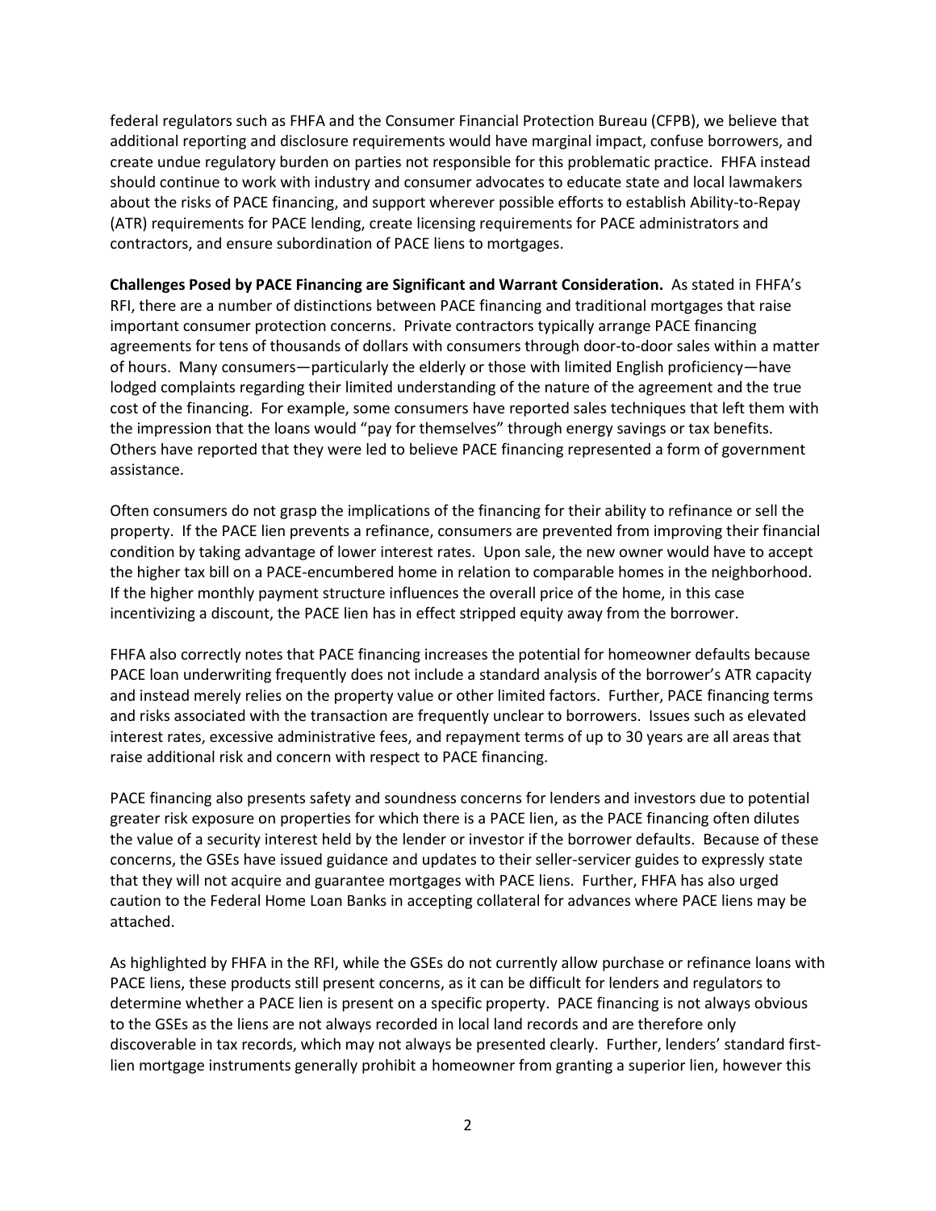federal regulators such as FHFA and the Consumer Financial Protection Bureau (CFPB), we believe that additional reporting and disclosure requirements would have marginal impact, confuse borrowers, and create undue regulatory burden on parties not responsible for this problematic practice. FHFA instead should continue to work with industry and consumer advocates to educate state and local lawmakers about the risks of PACE financing, and support wherever possible efforts to establish Ability-to-Repay (ATR) requirements for PACE lending, create licensing requirements for PACE administrators and contractors, and ensure subordination of PACE liens to mortgages.

**Challenges Posed by PACE Financing are Significant and Warrant Consideration.** As stated in FHFA's RFI, there are a number of distinctions between PACE financing and traditional mortgages that raise important consumer protection concerns. Private contractors typically arrange PACE financing agreements for tens of thousands of dollars with consumers through door-to-door sales within a matter of hours. Many consumers—particularly the elderly or those with limited English proficiency—have lodged complaints regarding their limited understanding of the nature of the agreement and the true cost of the financing. For example, some consumers have reported sales techniques that left them with the impression that the loans would "pay for themselves" through energy savings or tax benefits. Others have reported that they were led to believe PACE financing represented a form of government assistance.

Often consumers do not grasp the implications of the financing for their ability to refinance or sell the property. If the PACE lien prevents a refinance, consumers are prevented from improving their financial condition by taking advantage of lower interest rates. Upon sale, the new owner would have to accept the higher tax bill on a PACE-encumbered home in relation to comparable homes in the neighborhood. If the higher monthly payment structure influences the overall price of the home, in this case incentivizing a discount, the PACE lien has in effect stripped equity away from the borrower.

FHFA also correctly notes that PACE financing increases the potential for homeowner defaults because PACE loan underwriting frequently does not include a standard analysis of the borrower's ATR capacity and instead merely relies on the property value or other limited factors. Further, PACE financing terms and risks associated with the transaction are frequently unclear to borrowers. Issues such as elevated interest rates, excessive administrative fees, and repayment terms of up to 30 years are all areas that raise additional risk and concern with respect to PACE financing.

PACE financing also presents safety and soundness concerns for lenders and investors due to potential greater risk exposure on properties for which there is a PACE lien, as the PACE financing often dilutes the value of a security interest held by the lender or investor if the borrower defaults. Because of these concerns, the GSEs have issued guidance and updates to their seller-servicer guides to expressly state that they will not acquire and guarantee mortgages with PACE liens. Further, FHFA has also urged caution to the Federal Home Loan Banks in accepting collateral for advances where PACE liens may be attached.

As highlighted by FHFA in the RFI, while the GSEs do not currently allow purchase or refinance loans with PACE liens, these products still present concerns, as it can be difficult for lenders and regulators to determine whether a PACE lien is present on a specific property. PACE financing is not always obvious to the GSEs as the liens are not always recorded in local land records and are therefore only discoverable in tax records, which may not always be presented clearly. Further, lenders' standard first-lien mortgage instruments generally prohibit a homeowner from granting a superior lien, however this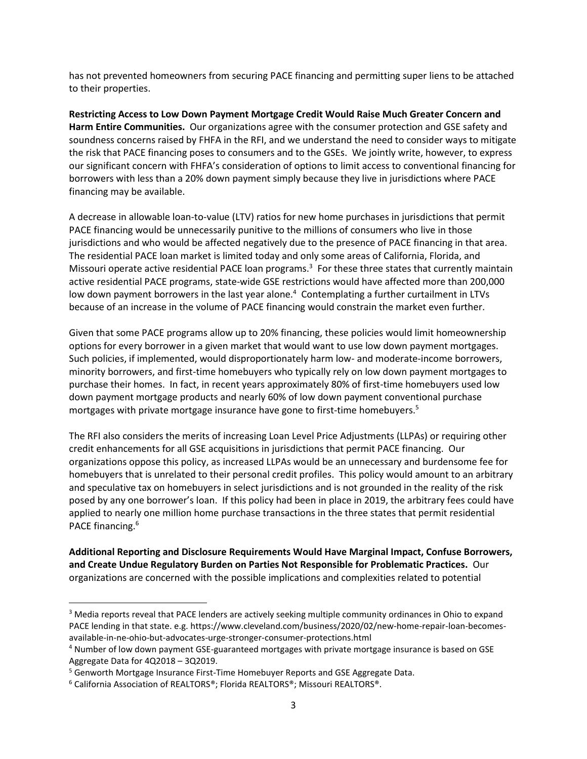has not prevented homeowners from securing PACE financing and permitting super liens to be attached to their properties.

**Restricting Access to Low Down Payment Mortgage Credit Would Raise Much Greater Concern and Harm Entire Communities.** Our organizations agree with the consumer protection and GSE safety and soundness concerns raised by FHFA in the RFI, and we understand the need to consider ways to mitigate the risk that PACE financing poses to consumers and to the GSEs. We jointly write, however, to express our significant concern with FHFA's consideration of options to limit access to conventional financing for borrowers with less than a 20% down payment simply because they live in jurisdictions where PACE financing may be available.

A decrease in allowable loan-to-value (LTV) ratios for new home purchases in jurisdictions that permit PACE financing would be unnecessarily punitive to the millions of consumers who live in those jurisdictions and who would be affected negatively due to the presence of PACE financing in that area. The residential PACE loan market is limited today and only some areas of California, Florida, and Missouri operate active residential PACE loan programs.[3] For these three states that currently maintain active residential PACE programs, state-wide GSE restrictions would have affected more than 200,000 low down payment borrowers in the last year alone.[4] Contemplating a further curtailment in LTVs because of an increase in the volume of PACE financing would constrain the market even further.

Given that some PACE programs allow up to 20% financing, these policies would limit homeownership options for every borrower in a given market that would want to use low down payment mortgages. Such policies, if implemented, would disproportionately harm low- and moderate-income borrowers, minority borrowers, and first-time homebuyers who typically rely on low down payment mortgages to purchase their homes. In fact, in recent years approximately 80% of first-time homebuyers used low down payment mortgage products and nearly 60% of low down payment conventional purchase mortgages with private mortgage insurance have gone to first-time homebuyers.[5]

The RFI also considers the merits of increasing Loan Level Price Adjustments (LLPAs) or requiring other credit enhancements for all GSE acquisitions in jurisdictions that permit PACE financing. Our organizations oppose this policy, as increased LLPAs would be an unnecessary and burdensome fee for homebuyers that is unrelated to their personal credit profiles. This policy would amount to an arbitrary and speculative tax on homebuyers in select jurisdictions and is not grounded in the reality of the risk posed by any one borrower's loan. If this policy had been in place in 2019, the arbitrary fees could have applied to nearly one million home purchase transactions in the three states that permit residential PACE financing.[6]

**Additional Reporting and Disclosure Requirements Would Have Marginal Impact, Confuse Borrowers, and Create Undue Regulatory Burden on Parties Not Responsible for Problematic Practices.** Our organizations are concerned with the possible implications and complexities related to potential

---

[3] Media reports reveal that PACE lenders are actively seeking multiple community ordinances in Ohio to expand PACE lending in that state. e.g. https://www.cleveland.com/business/2020/02/new-home-repair-loan-becomes-available-in-ne-ohio-but-advocates-urge-stronger-consumer-protections.html

[4] Number of low down payment GSE-guaranteed mortgages with private mortgage insurance is based on GSE Aggregate Data for 4Q2018 – 3Q2019.

[5] Genworth Mortgage Insurance First-Time Homebuyer Reports and GSE Aggregate Data.

[6] California Association of REALTORS®; Florida REALTORS®; Missouri REALTORS®.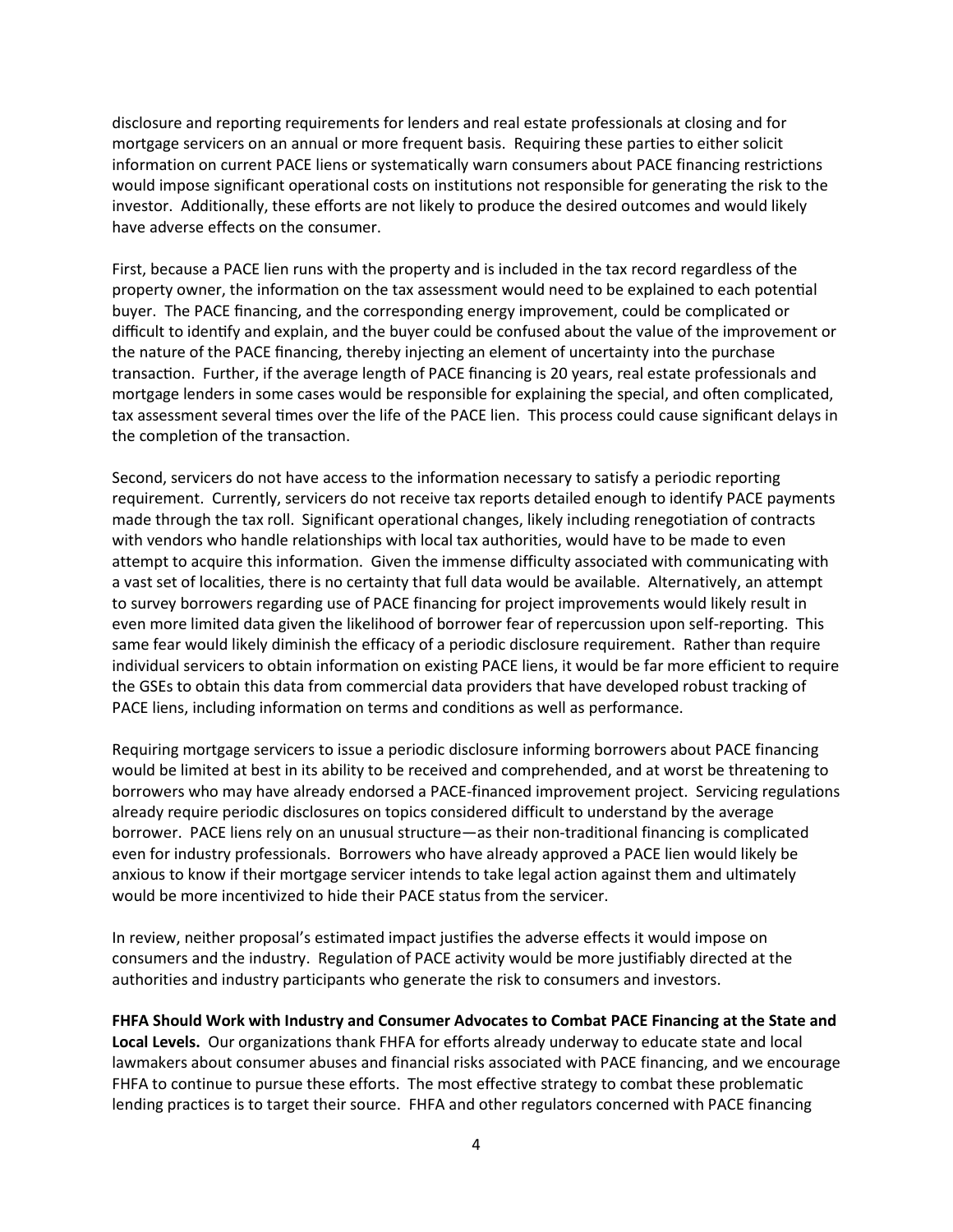disclosure and reporting requirements for lenders and real estate professionals at closing and for mortgage servicers on an annual or more frequent basis. Requiring these parties to either solicit information on current PACE liens or systematically warn consumers about PACE financing restrictions would impose significant operational costs on institutions not responsible for generating the risk to the investor. Additionally, these efforts are not likely to produce the desired outcomes and would likely have adverse effects on the consumer.

First, because a PACE lien runs with the property and is included in the tax record regardless of the property owner, the information on the tax assessment would need to be explained to each potential buyer. The PACE financing, and the corresponding energy improvement, could be complicated or difficult to identify and explain, and the buyer could be confused about the value of the improvement or the nature of the PACE financing, thereby injecting an element of uncertainty into the purchase transaction. Further, if the average length of PACE financing is 20 years, real estate professionals and mortgage lenders in some cases would be responsible for explaining the special, and often complicated, tax assessment several times over the life of the PACE lien. This process could cause significant delays in the completion of the transaction.

Second, servicers do not have access to the information necessary to satisfy a periodic reporting requirement. Currently, servicers do not receive tax reports detailed enough to identify PACE payments made through the tax roll. Significant operational changes, likely including renegotiation of contracts with vendors who handle relationships with local tax authorities, would have to be made to even attempt to acquire this information. Given the immense difficulty associated with communicating with a vast set of localities, there is no certainty that full data would be available. Alternatively, an attempt to survey borrowers regarding use of PACE financing for project improvements would likely result in even more limited data given the likelihood of borrower fear of repercussion upon self-reporting. This same fear would likely diminish the efficacy of a periodic disclosure requirement. Rather than require individual servicers to obtain information on existing PACE liens, it would be far more efficient to require the GSEs to obtain this data from commercial data providers that have developed robust tracking of PACE liens, including information on terms and conditions as well as performance.

Requiring mortgage servicers to issue a periodic disclosure informing borrowers about PACE financing would be limited at best in its ability to be received and comprehended, and at worst be threatening to borrowers who may have already endorsed a PACE-financed improvement project. Servicing regulations already require periodic disclosures on topics considered difficult to understand by the average borrower. PACE liens rely on an unusual structure—as their non-traditional financing is complicated even for industry professionals. Borrowers who have already approved a PACE lien would likely be anxious to know if their mortgage servicer intends to take legal action against them and ultimately would be more incentivized to hide their PACE status from the servicer.

In review, neither proposal's estimated impact justifies the adverse effects it would impose on consumers and the industry. Regulation of PACE activity would be more justifiably directed at the authorities and industry participants who generate the risk to consumers and investors.

**FHFA Should Work with Industry and Consumer Advocates to Combat PACE Financing at the State and Local Levels.** Our organizations thank FHFA for efforts already underway to educate state and local lawmakers about consumer abuses and financial risks associated with PACE financing, and we encourage FHFA to continue to pursue these efforts. The most effective strategy to combat these problematic lending practices is to target their source. FHFA and other regulators concerned with PACE financing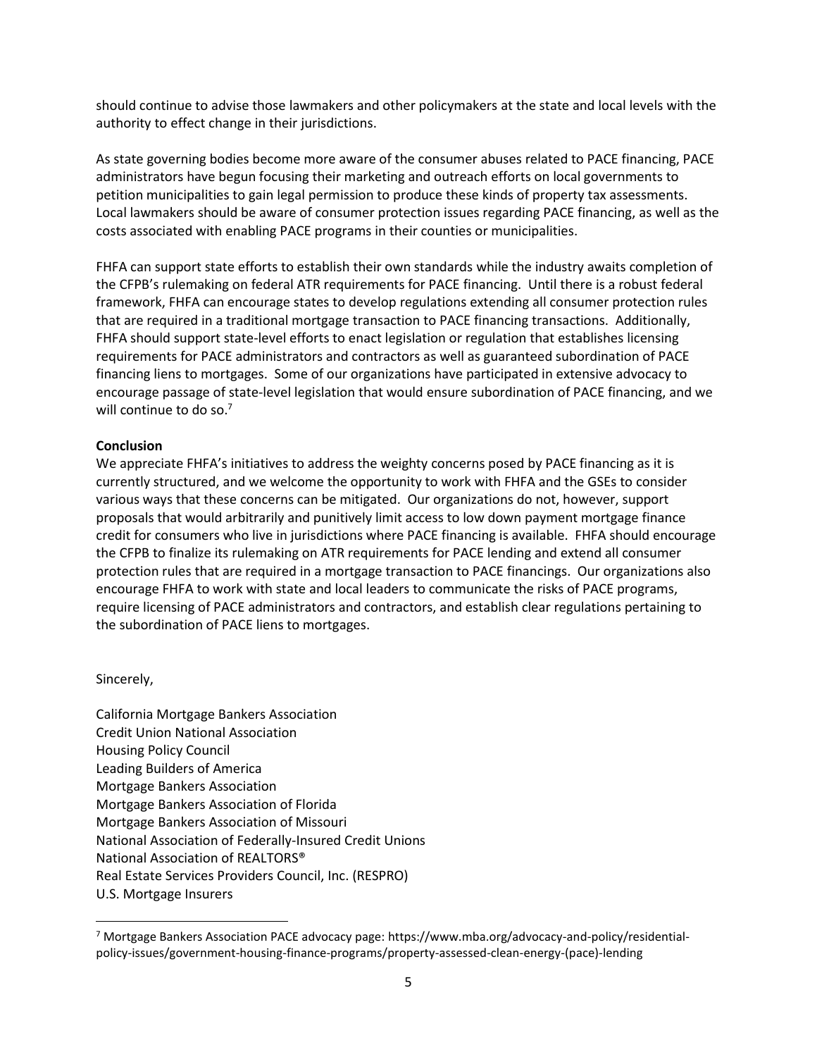should continue to advise those lawmakers and other policymakers at the state and local levels with the authority to effect change in their jurisdictions.

As state governing bodies become more aware of the consumer abuses related to PACE financing, PACE administrators have begun focusing their marketing and outreach efforts on local governments to petition municipalities to gain legal permission to produce these kinds of property tax assessments. Local lawmakers should be aware of consumer protection issues regarding PACE financing, as well as the costs associated with enabling PACE programs in their counties or municipalities.

FHFA can support state efforts to establish their own standards while the industry awaits completion of the CFPB's rulemaking on federal ATR requirements for PACE financing. Until there is a robust federal framework, FHFA can encourage states to develop regulations extending all consumer protection rules that are required in a traditional mortgage transaction to PACE financing transactions. Additionally, FHFA should support state-level efforts to enact legislation or regulation that establishes licensing requirements for PACE administrators and contractors as well as guaranteed subordination of PACE financing liens to mortgages. Some of our organizations have participated in extensive advocacy to encourage passage of state-level legislation that would ensure subordination of PACE financing, and we will continue to do so.[7]

**Conclusion**

We appreciate FHFA's initiatives to address the weighty concerns posed by PACE financing as it is currently structured, and we welcome the opportunity to work with FHFA and the GSEs to consider various ways that these concerns can be mitigated. Our organizations do not, however, support proposals that would arbitrarily and punitively limit access to low down payment mortgage finance credit for consumers who live in jurisdictions where PACE financing is available. FHFA should encourage the CFPB to finalize its rulemaking on ATR requirements for PACE lending and extend all consumer protection rules that are required in a mortgage transaction to PACE financings. Our organizations also encourage FHFA to work with state and local leaders to communicate the risks of PACE programs, require licensing of PACE administrators and contractors, and establish clear regulations pertaining to the subordination of PACE liens to mortgages.

Sincerely,

California Mortgage Bankers Association
Credit Union National Association
Housing Policy Council
Leading Builders of America
Mortgage Bankers Association
Mortgage Bankers Association of Florida
Mortgage Bankers Association of Missouri
National Association of Federally-Insured Credit Unions
National Association of REALTORS®
Real Estate Services Providers Council, Inc. (RESPRO)
U.S. Mortgage Insurers

---

[7] Mortgage Bankers Association PACE advocacy page: https://www.mba.org/advocacy-and-policy/residential-policy-issues/government-housing-finance-programs/property-assessed-clean-energy-(pace)-lending